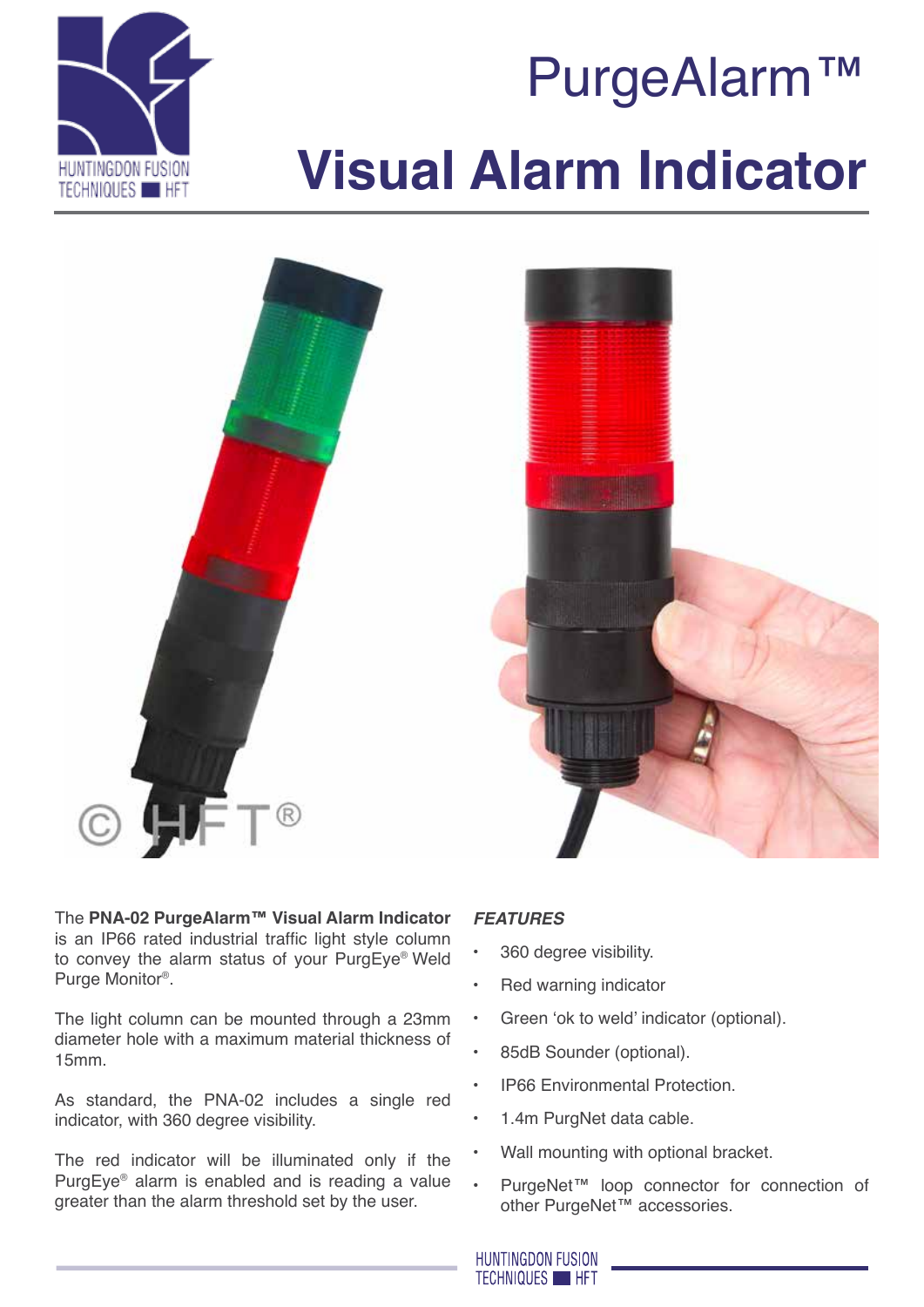# PurgeAlarm™

# Visual Alarm Indicator

The **PNA-02 PurgeAlarm™ Visual Alarm Indicator** is an IP66 rated industrial traffic light style column to convey the alarm status of your PurgEye® Weld Purge Monitor®.

The light column can be mounted through a 23mm diameter hole with a maximum material thickness of 15mm.

As standard, the PNA-02 includes a single red indicator, with 360 degree visibility.

The red indicator will be illuminated only if the PurgEye® alarm is enabled and is reading a value greater than the alarm threshold set by the user.

***FEATURES***

- 360 degree visibility.
- Red warning indicator
- Green 'ok to weld' indicator (optional).
- 85dB Sounder (optional).
- IP66 Environmental Protection.
- 1.4m PurgNet data cable.
- Wall mounting with optional bracket.
- PurgeNet™ loop connector for connection of other PurgeNet™ accessories.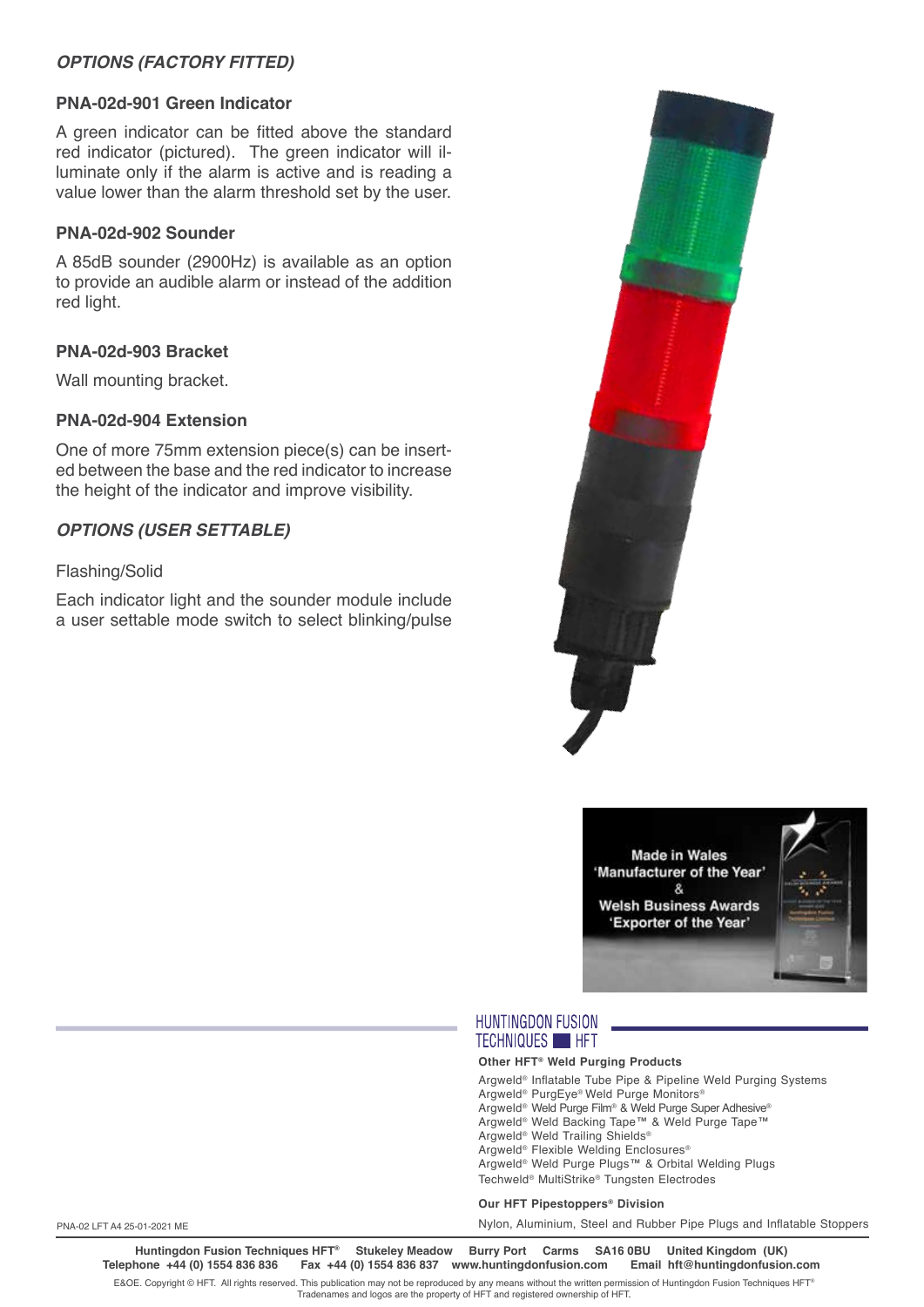### *OPTIONS (FACTORY FITTED)*

#### PNA-02d-901 Green Indicator

A green indicator can be fitted above the standard red indicator (pictured). The green indicator will illuminate only if the alarm is active and is reading a value lower than the alarm threshold set by the user.

#### PNA-02d-902 Sounder

A 85dB sounder (2900Hz) is available as an option to provide an audible alarm or instead of the addition red light.

#### PNA-02d-903 Bracket

Wall mounting bracket.

#### PNA-02d-904 Extension

One of more 75mm extension piece(s) can be inserted between the base and the red indicator to increase the height of the indicator and improve visibility.

### *OPTIONS (USER SETTABLE)*

Flashing/Solid

Each indicator light and the sounder module include a user settable mode switch to select blinking/pulse

Made in Wales
'Manufacturer of the Year'
&
Welsh Business Awards
'Exporter of the Year'

HUNTINGDON FUSION TECHNIQUES HFT

**Other HFT® Weld Purging Products**

Argweld® Inflatable Tube Pipe & Pipeline Weld Purging Systems
Argweld® PurgEye® Weld Purge Monitors®
Argweld® Weld Purge Film® & Weld Purge Super Adhesive®
Argweld® Weld Backing Tape™ & Weld Purge Tape™
Argweld® Weld Trailing Shields®
Argweld® Flexible Welding Enclosures®
Argweld® Weld Purge Plugs™ & Orbital Welding Plugs
Techweld® MultiStrike® Tungsten Electrodes

**Our HFT Pipestoppers® Division**

Nylon, Aluminium, Steel and Rubber Pipe Plugs and Inflatable Stoppers

PNA-02 LFT A4 25-01-2021 ME

**Huntingdon Fusion Techniques HFT® Stukeley Meadow Burry Port Carms SA16 0BU United Kingdom (UK)**
**Telephone +44 (0) 1554 836 836 Fax +44 (0) 1554 836 837 www.huntingdonfusion.com Email hft@huntingdonfusion.com**

E&OE. Copyright © HFT. All rights reserved. This publication may not be reproduced by any means without the written permission of Huntingdon Fusion Techniques HFT®
Tradenames and logos are the property of HFT and registered ownership of HFT.